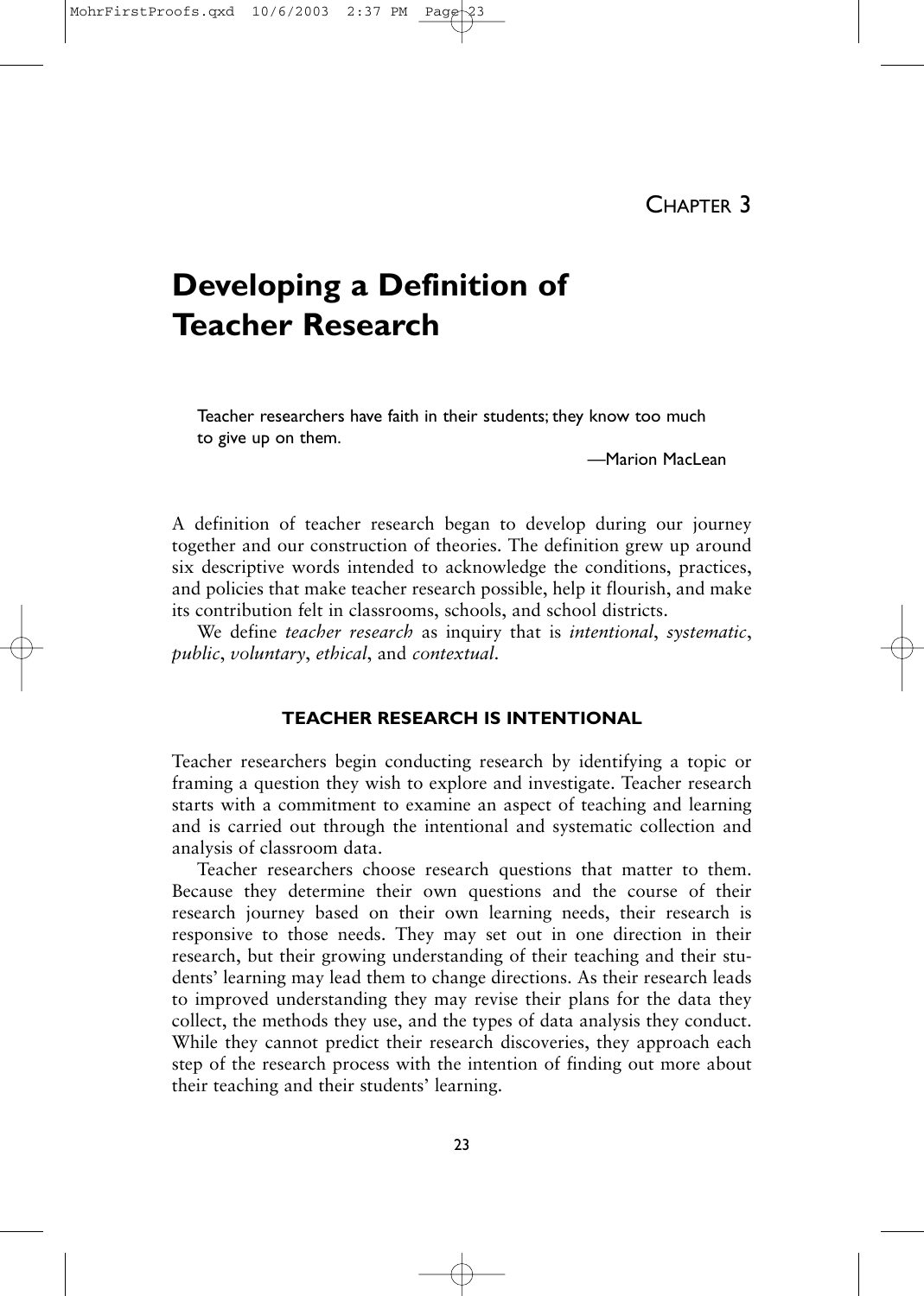CHAPTER 3

# Developing a Definition of Teacher Research

> Teacher researchers have faith in their students; they know too much to give up on them.
>
> —Marion MacLean

A definition of teacher research began to develop during our journey together and our construction of theories. The definition grew up around six descriptive words intended to acknowledge the conditions, practices, and policies that make teacher research possible, help it flourish, and make its contribution felt in classrooms, schools, and school districts.

We define *teacher research* as inquiry that is *intentional*, *systematic*, *public*, *voluntary*, *ethical*, and *contextual*.

## TEACHER RESEARCH IS INTENTIONAL

Teacher researchers begin conducting research by identifying a topic or framing a question they wish to explore and investigate. Teacher research starts with a commitment to examine an aspect of teaching and learning and is carried out through the intentional and systematic collection and analysis of classroom data.

Teacher researchers choose research questions that matter to them. Because they determine their own questions and the course of their research journey based on their own learning needs, their research is responsive to those needs. They may set out in one direction in their research, but their growing understanding of their teaching and their students' learning may lead them to change directions. As their research leads to improved understanding they may revise their plans for the data they collect, the methods they use, and the types of data analysis they conduct. While they cannot predict their research discoveries, they approach each step of the research process with the intention of finding out more about their teaching and their students' learning.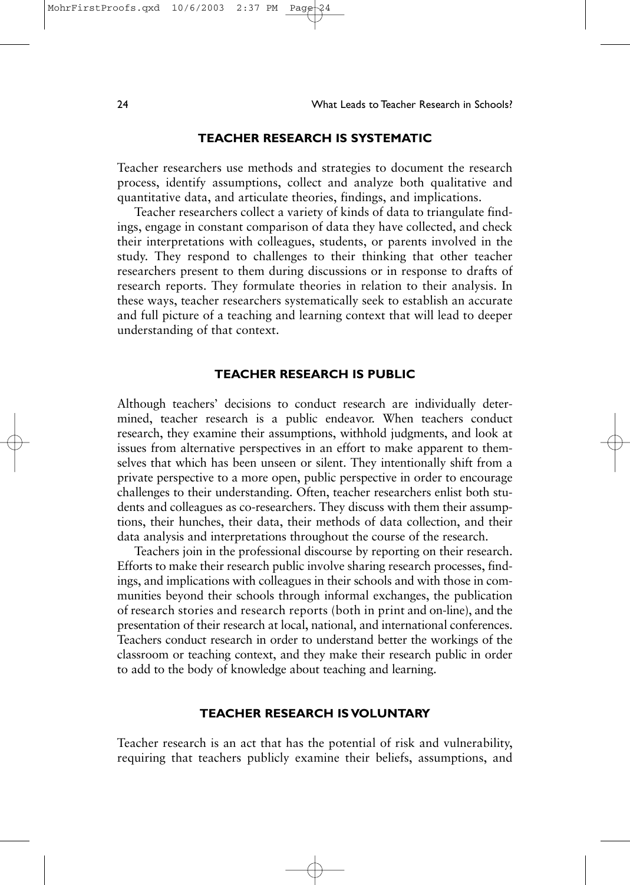## TEACHER RESEARCH IS SYSTEMATIC

Teacher researchers use methods and strategies to document the research process, identify assumptions, collect and analyze both qualitative and quantitative data, and articulate theories, findings, and implications.

Teacher researchers collect a variety of kinds of data to triangulate findings, engage in constant comparison of data they have collected, and check their interpretations with colleagues, students, or parents involved in the study. They respond to challenges to their thinking that other teacher researchers present to them during discussions or in response to drafts of research reports. They formulate theories in relation to their analysis. In these ways, teacher researchers systematically seek to establish an accurate and full picture of a teaching and learning context that will lead to deeper understanding of that context.

## TEACHER RESEARCH IS PUBLIC

Although teachers' decisions to conduct research are individually determined, teacher research is a public endeavor. When teachers conduct research, they examine their assumptions, withhold judgments, and look at issues from alternative perspectives in an effort to make apparent to themselves that which has been unseen or silent. They intentionally shift from a private perspective to a more open, public perspective in order to encourage challenges to their understanding. Often, teacher researchers enlist both students and colleagues as co-researchers. They discuss with them their assumptions, their hunches, their data, their methods of data collection, and their data analysis and interpretations throughout the course of the research.

Teachers join in the professional discourse by reporting on their research. Efforts to make their research public involve sharing research processes, findings, and implications with colleagues in their schools and with those in communities beyond their schools through informal exchanges, the publication of research stories and research reports (both in print and on-line), and the presentation of their research at local, national, and international conferences. Teachers conduct research in order to understand better the workings of the classroom or teaching context, and they make their research public in order to add to the body of knowledge about teaching and learning.

## TEACHER RESEARCH IS VOLUNTARY

Teacher research is an act that has the potential of risk and vulnerability, requiring that teachers publicly examine their beliefs, assumptions, and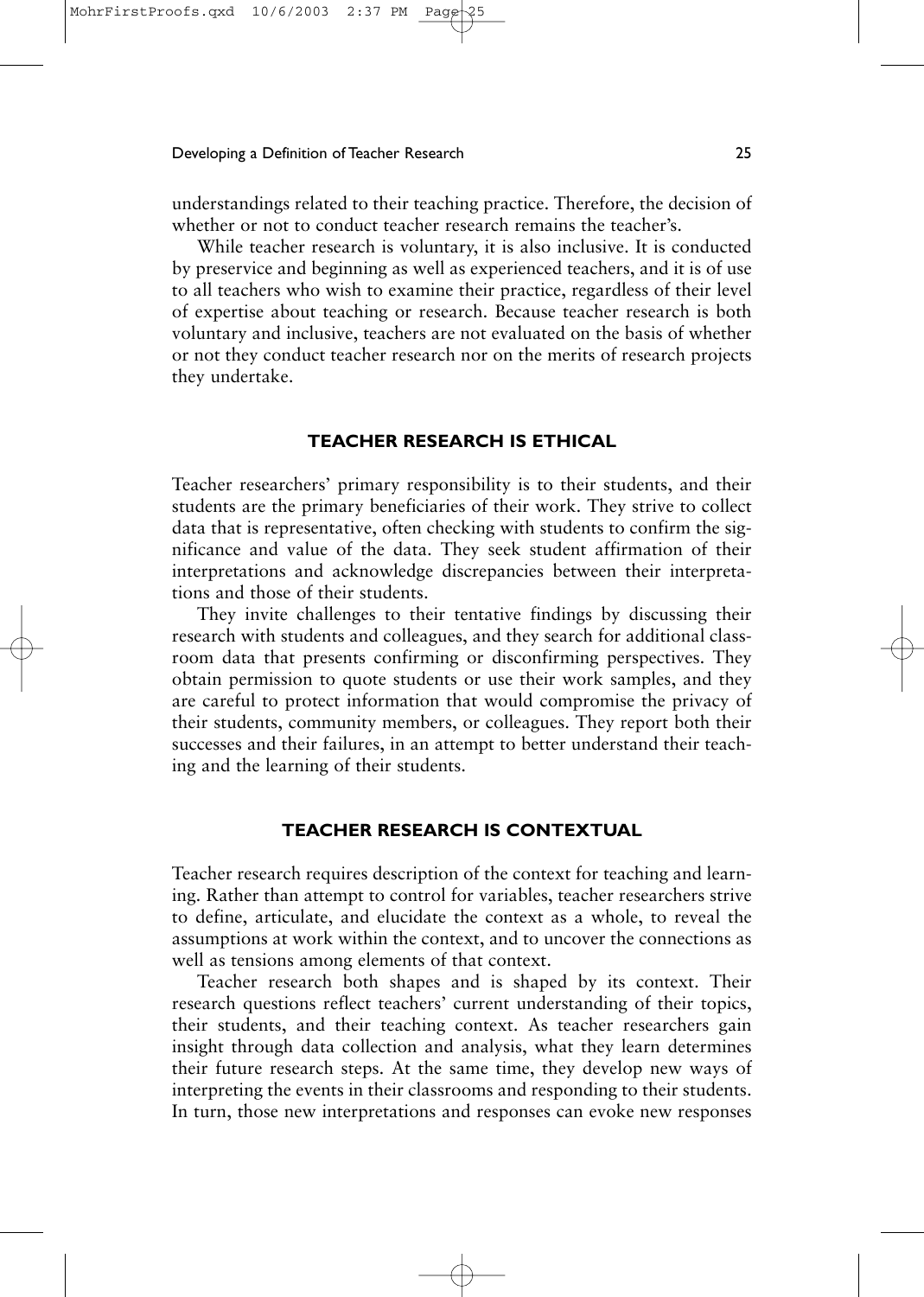understandings related to their teaching practice. Therefore, the decision of whether or not to conduct teacher research remains the teacher's.

While teacher research is voluntary, it is also inclusive. It is conducted by preservice and beginning as well as experienced teachers, and it is of use to all teachers who wish to examine their practice, regardless of their level of expertise about teaching or research. Because teacher research is both voluntary and inclusive, teachers are not evaluated on the basis of whether or not they conduct teacher research nor on the merits of research projects they undertake.

## TEACHER RESEARCH IS ETHICAL

Teacher researchers' primary responsibility is to their students, and their students are the primary beneficiaries of their work. They strive to collect data that is representative, often checking with students to confirm the significance and value of the data. They seek student affirmation of their interpretations and acknowledge discrepancies between their interpretations and those of their students.

They invite challenges to their tentative findings by discussing their research with students and colleagues, and they search for additional classroom data that presents confirming or disconfirming perspectives. They obtain permission to quote students or use their work samples, and they are careful to protect information that would compromise the privacy of their students, community members, or colleagues. They report both their successes and their failures, in an attempt to better understand their teaching and the learning of their students.

## TEACHER RESEARCH IS CONTEXTUAL

Teacher research requires description of the context for teaching and learning. Rather than attempt to control for variables, teacher researchers strive to define, articulate, and elucidate the context as a whole, to reveal the assumptions at work within the context, and to uncover the connections as well as tensions among elements of that context.

Teacher research both shapes and is shaped by its context. Their research questions reflect teachers' current understanding of their topics, their students, and their teaching context. As teacher researchers gain insight through data collection and analysis, what they learn determines their future research steps. At the same time, they develop new ways of interpreting the events in their classrooms and responding to their students. In turn, those new interpretations and responses can evoke new responses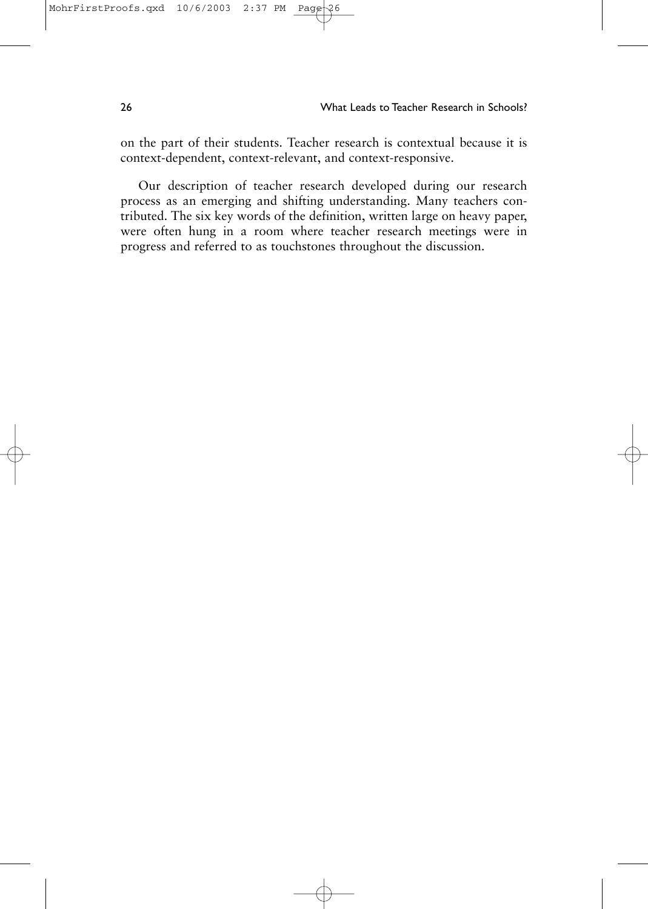on the part of their students. Teacher research is contextual because it is context-dependent, context-relevant, and context-responsive.

Our description of teacher research developed during our research process as an emerging and shifting understanding. Many teachers contributed. The six key words of the definition, written large on heavy paper, were often hung in a room where teacher research meetings were in progress and referred to as touchstones throughout the discussion.